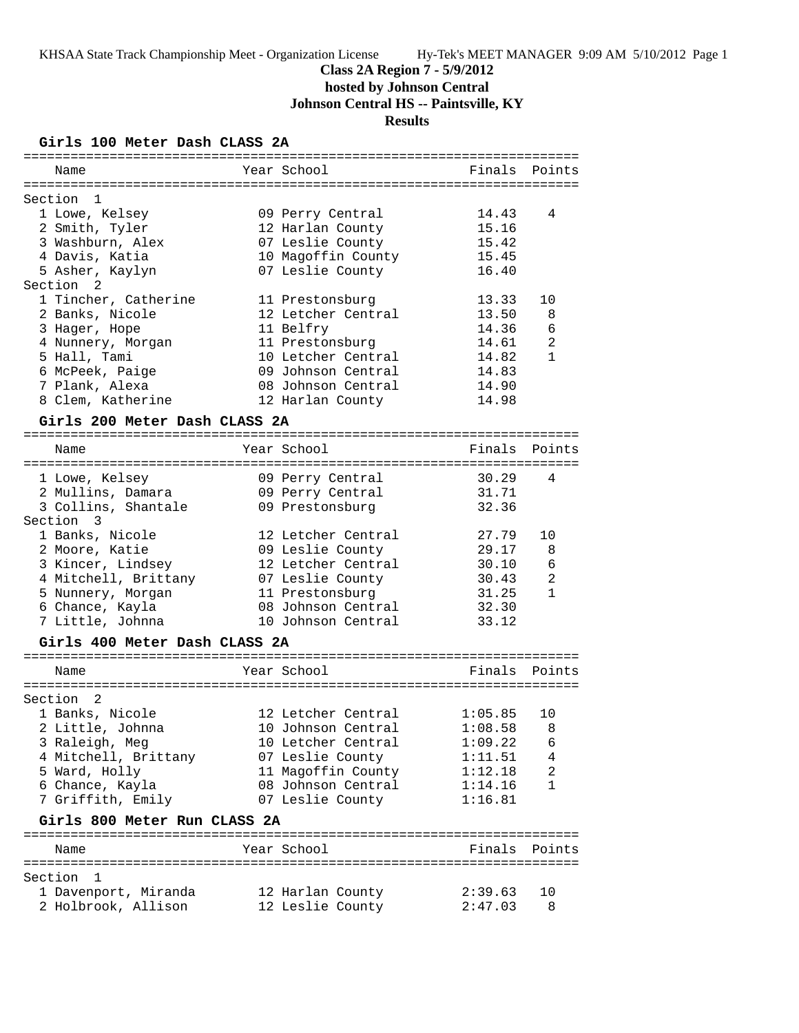# Class 2A Region 7 - 5/9/2012

**hosted by Johnson Central**

**Johnson Central HS -- Paintsville, KY**

**Results**

## Girls 100 Meter Dash CLASS 2A

| Name | Year | School | Finals | Points |
|---|---|---|---|---|
| **Section 1** | | | | |
| 1 Lowe, Kelsey | 09 | Perry Central | 14.43 | 4 |
| 2 Smith, Tyler | 12 | Harlan County | 15.16 | |
| 3 Washburn, Alex | 07 | Leslie County | 15.42 | |
| 4 Davis, Katia | 10 | Magoffin County | 15.45 | |
| 5 Asher, Kaylyn | 07 | Leslie County | 16.40 | |
| **Section 2** | | | | |
| 1 Tincher, Catherine | 11 | Prestonsburg | 13.33 | 10 |
| 2 Banks, Nicole | 12 | Letcher Central | 13.50 | 8 |
| 3 Hager, Hope | 11 | Belfry | 14.36 | 6 |
| 4 Nunnery, Morgan | 11 | Prestonsburg | 14.61 | 2 |
| 5 Hall, Tami | 10 | Letcher Central | 14.82 | 1 |
| 6 McPeek, Paige | 09 | Johnson Central | 14.83 | |
| 7 Plank, Alexa | 08 | Johnson Central | 14.90 | |
| 8 Clem, Katherine | 12 | Harlan County | 14.98 | |

## Girls 200 Meter Dash CLASS 2A

| Name | Year | School | Finals | Points |
|---|---|---|---|---|
| 1 Lowe, Kelsey | 09 | Perry Central | 30.29 | 4 |
| 2 Mullins, Damara | 09 | Perry Central | 31.71 | |
| 3 Collins, Shantale | 09 | Prestonsburg | 32.36 | |
| **Section 3** | | | | |
| 1 Banks, Nicole | 12 | Letcher Central | 27.79 | 10 |
| 2 Moore, Katie | 09 | Leslie County | 29.17 | 8 |
| 3 Kincer, Lindsey | 12 | Letcher Central | 30.10 | 6 |
| 4 Mitchell, Brittany | 07 | Leslie County | 30.43 | 2 |
| 5 Nunnery, Morgan | 11 | Prestonsburg | 31.25 | 1 |
| 6 Chance, Kayla | 08 | Johnson Central | 32.30 | |
| 7 Little, Johnna | 10 | Johnson Central | 33.12 | |

## Girls 400 Meter Dash CLASS 2A

| Name | Year | School | Finals | Points |
|---|---|---|---|---|
| **Section 2** | | | | |
| 1 Banks, Nicole | 12 | Letcher Central | 1:05.85 | 10 |
| 2 Little, Johnna | 10 | Johnson Central | 1:08.58 | 8 |
| 3 Raleigh, Meg | 10 | Letcher Central | 1:09.22 | 6 |
| 4 Mitchell, Brittany | 07 | Leslie County | 1:11.51 | 4 |
| 5 Ward, Holly | 11 | Magoffin County | 1:12.18 | 2 |
| 6 Chance, Kayla | 08 | Johnson Central | 1:14.16 | 1 |
| 7 Griffith, Emily | 07 | Leslie County | 1:16.81 | |

## Girls 800 Meter Run CLASS 2A

| Name | Year | School | Finals | Points |
|---|---|---|---|---|
| **Section 1** | | | | |
| 1 Davenport, Miranda | 12 | Harlan County | 2:39.63 | 10 |
| 2 Holbrook, Allison | 12 | Leslie County | 2:47.03 | 8 |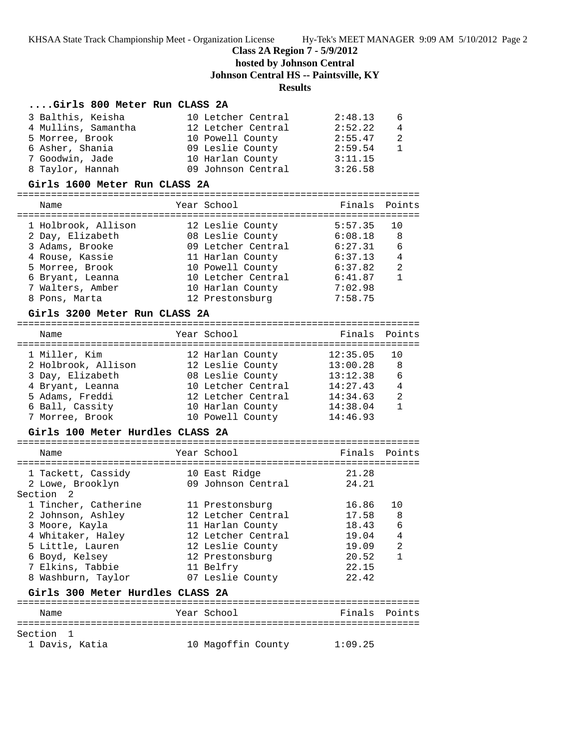## Class 2A Region 7 - 5/9/2012

**hosted by Johnson Central**

**Johnson Central HS -- Paintsville, KY**

**Results**

### ....Girls 800 Meter Run CLASS 2A

| Place | Name | Year | School | Finals | Points |
|---|---|---|---|---|---|
| 3 | Balthis, Keisha | 10 | Letcher Central | 2:48.13 | 6 |
| 4 | Mullins, Samantha | 12 | Letcher Central | 2:52.22 | 4 |
| 5 | Morree, Brook | 10 | Powell County | 2:55.47 | 2 |
| 6 | Asher, Shania | 09 | Leslie County | 2:59.54 | 1 |
| 7 | Goodwin, Jade | 10 | Harlan County | 3:11.15 | |
| 8 | Taylor, Hannah | 09 | Johnson Central | 3:26.58 | |

### Girls 1600 Meter Run CLASS 2A

| Place | Name | Year | School | Finals | Points |
|---|---|---|---|---|---|
| 1 | Holbrook, Allison | 12 | Leslie County | 5:57.35 | 10 |
| 2 | Day, Elizabeth | 08 | Leslie County | 6:08.18 | 8 |
| 3 | Adams, Brooke | 09 | Letcher Central | 6:27.31 | 6 |
| 4 | Rouse, Kassie | 11 | Harlan County | 6:37.13 | 4 |
| 5 | Morree, Brook | 10 | Powell County | 6:37.82 | 2 |
| 6 | Bryant, Leanna | 10 | Letcher Central | 6:41.87 | 1 |
| 7 | Walters, Amber | 10 | Harlan County | 7:02.98 | |
| 8 | Pons, Marta | 12 | Prestonsburg | 7:58.75 | |

### Girls 3200 Meter Run CLASS 2A

| Place | Name | Year | School | Finals | Points |
|---|---|---|---|---|---|
| 1 | Miller, Kim | 12 | Harlan County | 12:35.05 | 10 |
| 2 | Holbrook, Allison | 12 | Leslie County | 13:00.28 | 8 |
| 3 | Day, Elizabeth | 08 | Leslie County | 13:12.38 | 6 |
| 4 | Bryant, Leanna | 10 | Letcher Central | 14:27.43 | 4 |
| 5 | Adams, Freddi | 12 | Letcher Central | 14:34.63 | 2 |
| 6 | Ball, Cassity | 10 | Harlan County | 14:38.04 | 1 |
| 7 | Morree, Brook | 10 | Powell County | 14:46.93 | |

### Girls 100 Meter Hurdles CLASS 2A

| Place | Name | Year | School | Finals | Points |
|---|---|---|---|---|---|
| 1 | Tackett, Cassidy | 10 | East Ridge | 21.28 | |
| 2 | Lowe, Brooklyn | 09 | Johnson Central | 24.21 | |
| **Section 2** | | | | | |
| 1 | Tincher, Catherine | 11 | Prestonsburg | 16.86 | 10 |
| 2 | Johnson, Ashley | 12 | Letcher Central | 17.58 | 8 |
| 3 | Moore, Kayla | 11 | Harlan County | 18.43 | 6 |
| 4 | Whitaker, Haley | 12 | Letcher Central | 19.04 | 4 |
| 5 | Little, Lauren | 12 | Leslie County | 19.09 | 2 |
| 6 | Boyd, Kelsey | 12 | Prestonsburg | 20.52 | 1 |
| 7 | Elkins, Tabbie | 11 | Belfry | 22.15 | |
| 8 | Washburn, Taylor | 07 | Leslie County | 22.42 | |

### Girls 300 Meter Hurdles CLASS 2A

| Place | Name | Year | School | Finals | Points |
|---|---|---|---|---|---|
| **Section 1** | | | | | |
| 1 | Davis, Katia | 10 | Magoffin County | 1:09.25 | |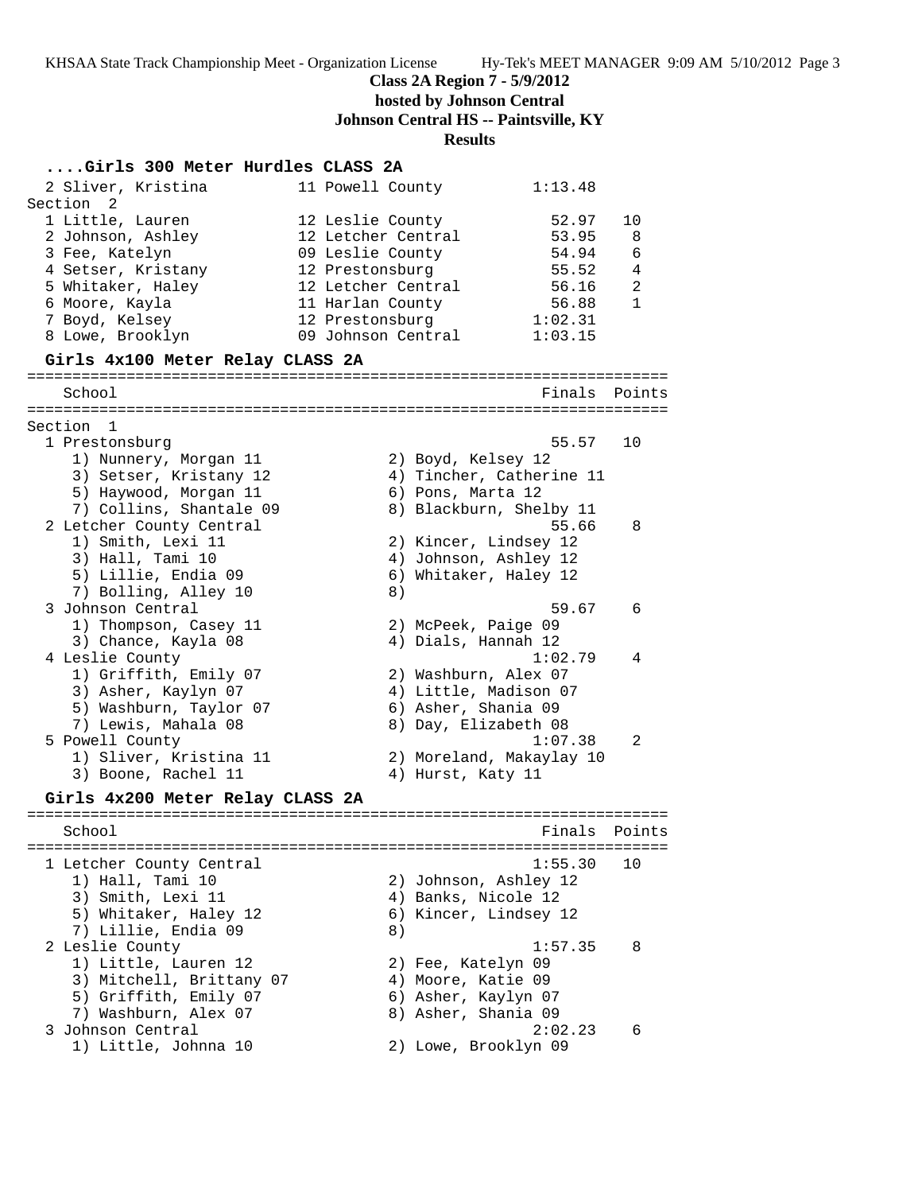## Class 2A Region 7 - 5/9/2012
### hosted by Johnson Central
### Johnson Central HS -- Paintsville, KY
### Results

### ....Girls 300 Meter Hurdles CLASS 2A

```
  2 Sliver, Kristina         11 Powell County          1:13.48
Section  2
  1 Little, Lauren           12 Leslie County            52.97   10
  2 Johnson, Ashley          12 Letcher Central          53.95    8
  3 Fee, Katelyn             09 Leslie County            54.94    6
  4 Setser, Kristany         12 Prestonsburg             55.52    4
  5 Whitaker, Haley          12 Letcher Central          56.16    2
  6 Moore, Kayla             11 Harlan County            56.88    1
  7 Boyd, Kelsey             12 Prestonsburg           1:02.31
  8 Lowe, Brooklyn           09 Johnson Central        1:03.15
```

### Girls 4x100 Meter Relay CLASS 2A

```
=======================================================================
    School                                               Finals  Points
=======================================================================
Section  1
  1 Prestonsburg                                           55.57   10
     1) Nunnery, Morgan 11              2) Boyd, Kelsey 12
     3) Setser, Kristany 12             4) Tincher, Catherine 11
     5) Haywood, Morgan 11              6) Pons, Marta 12
     7) Collins, Shantale 09            8) Blackburn, Shelby 11
  2 Letcher County Central                                 55.66    8
     1) Smith, Lexi 11                  2) Kincer, Lindsey 12
     3) Hall, Tami 10                   4) Johnson, Ashley 12
     5) Lillie, Endia 09                6) Whitaker, Haley 12
     7) Bolling, Alley 10               8)
  3 Johnson Central                                        59.67    6
     1) Thompson, Casey 11              2) McPeek, Paige 09
     3) Chance, Kayla 08                4) Dials, Hannah 12
  4 Leslie County                                        1:02.79    4
     1) Griffith, Emily 07              2) Washburn, Alex 07
     3) Asher, Kaylyn 07                4) Little, Madison 07
     5) Washburn, Taylor 07             6) Asher, Shania 09
     7) Lewis, Mahala 08                8) Day, Elizabeth 08
  5 Powell County                                        1:07.38    2
     1) Sliver, Kristina 11             2) Moreland, Makaylay 10
     3) Boone, Rachel 11                4) Hurst, Katy 11
```

### Girls 4x200 Meter Relay CLASS 2A

```
=======================================================================
    School                                               Finals  Points
=======================================================================
  1 Letcher County Central                               1:55.30   10
     1) Hall, Tami 10                   2) Johnson, Ashley 12
     3) Smith, Lexi 11                  4) Banks, Nicole 12
     5) Whitaker, Haley 12              6) Kincer, Lindsey 12
     7) Lillie, Endia 09                8)
  2 Leslie County                                        1:57.35    8
     1) Little, Lauren 12               2) Fee, Katelyn 09
     3) Mitchell, Brittany 07           4) Moore, Katie 09
     5) Griffith, Emily 07              6) Asher, Kaylyn 07
     7) Washburn, Alex 07               8) Asher, Shania 09
  3 Johnson Central                                      2:02.23    6
     1) Little, Johnna 10               2) Lowe, Brooklyn 09
```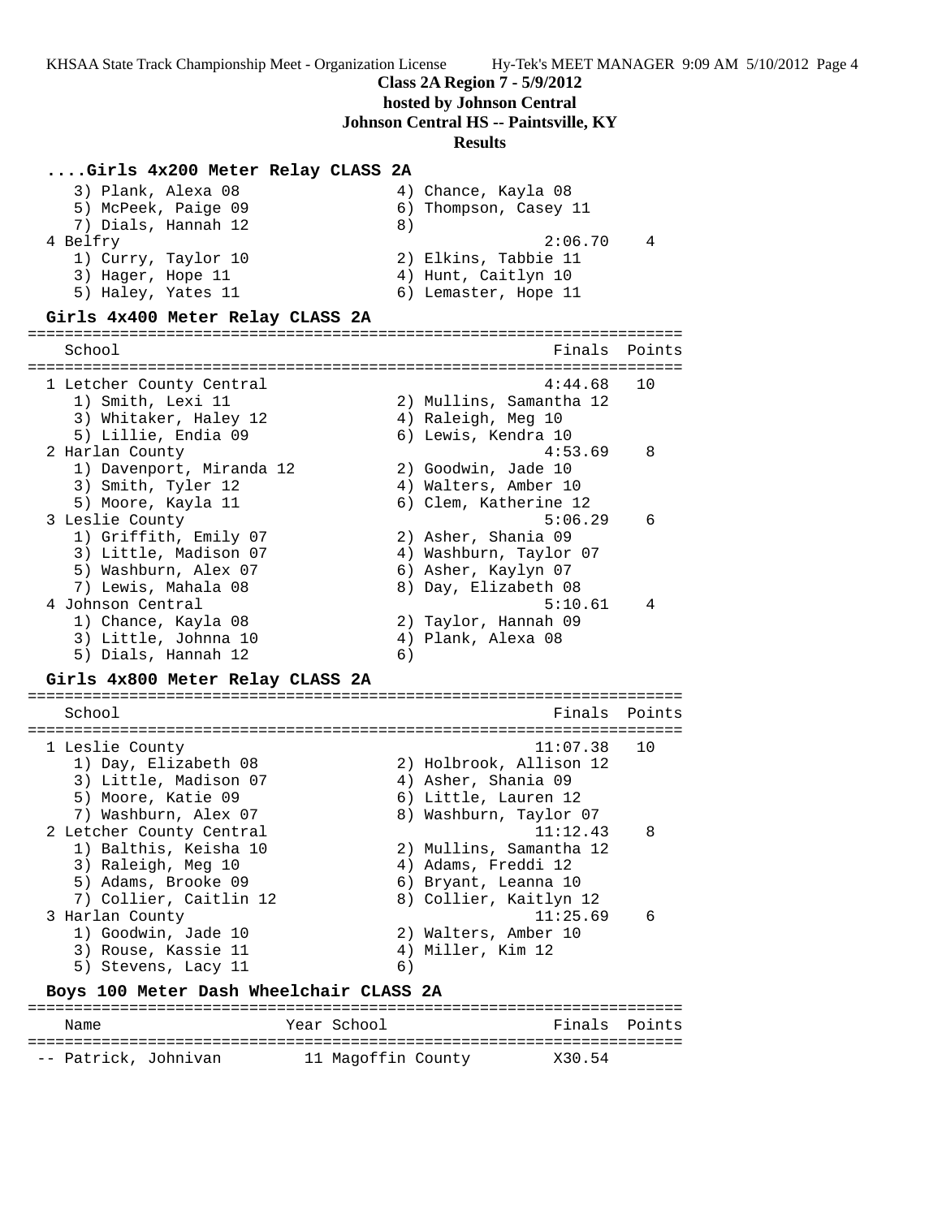**Class 2A Region 7 - 5/9/2012**
**hosted by Johnson Central**
**Johnson Central HS -- Paintsville, KY**
**Results**

### ....Girls 4x200 Meter Relay CLASS 2A

```
    3) Plank, Alexa 08                4) Chance, Kayla 08
    5) McPeek, Paige 09               6) Thompson, Casey 11
    7) Dials, Hannah 12               8)
 4 Belfry                                        2:06.70    4
    1) Curry, Taylor 10               2) Elkins, Tabbie 11
    3) Hager, Hope 11                 4) Hunt, Caitlyn 10
    5) Haley, Yates 11                6) Lemaster, Hope 11
```

### Girls 4x400 Meter Relay CLASS 2A

```
=======================================================================
   School                                               Finals  Points
=======================================================================
 1 Letcher County Central                              4:44.68   10
    1) Smith, Lexi 11                 2) Mullins, Samantha 12
    3) Whitaker, Haley 12             4) Raleigh, Meg 10
    5) Lillie, Endia 09               6) Lewis, Kendra 10
 2 Harlan County                                       4:53.69    8
    1) Davenport, Miranda 12          2) Goodwin, Jade 10
    3) Smith, Tyler 12                4) Walters, Amber 10
    5) Moore, Kayla 11                6) Clem, Katherine 12
 3 Leslie County                                       5:06.29    6
    1) Griffith, Emily 07             2) Asher, Shania 09
    3) Little, Madison 07             4) Washburn, Taylor 07
    5) Washburn, Alex 07              6) Asher, Kaylyn 07
    7) Lewis, Mahala 08               8) Day, Elizabeth 08
 4 Johnson Central                                     5:10.61    4
    1) Chance, Kayla 08               2) Taylor, Hannah 09
    3) Little, Johnna 10              4) Plank, Alexa 08
    5) Dials, Hannah 12               6)
```

### Girls 4x800 Meter Relay CLASS 2A

```
=======================================================================
   School                                               Finals  Points
=======================================================================
 1 Leslie County                                      11:07.38   10
    1) Day, Elizabeth 08              2) Holbrook, Allison 12
    3) Little, Madison 07             4) Asher, Shania 09
    5) Moore, Katie 09                6) Little, Lauren 12
    7) Washburn, Alex 07              8) Washburn, Taylor 07
 2 Letcher County Central                             11:12.43    8
    1) Balthis, Keisha 10             2) Mullins, Samantha 12
    3) Raleigh, Meg 10                4) Adams, Freddi 12
    5) Adams, Brooke 09               6) Bryant, Leanna 10
    7) Collier, Caitlin 12            8) Collier, Kaitlyn 12
 3 Harlan County                                      11:25.69    6
    1) Goodwin, Jade 10               2) Walters, Amber 10
    3) Rouse, Kassie 11               4) Miller, Kim 12
    5) Stevens, Lacy 11               6)
```

### Boys 100 Meter Dash Wheelchair CLASS 2A

```
=======================================================================
   Name                    Year School                  Finals  Points
=======================================================================
 -- Patrick, Johnivan        11 Magoffin County          X30.54
```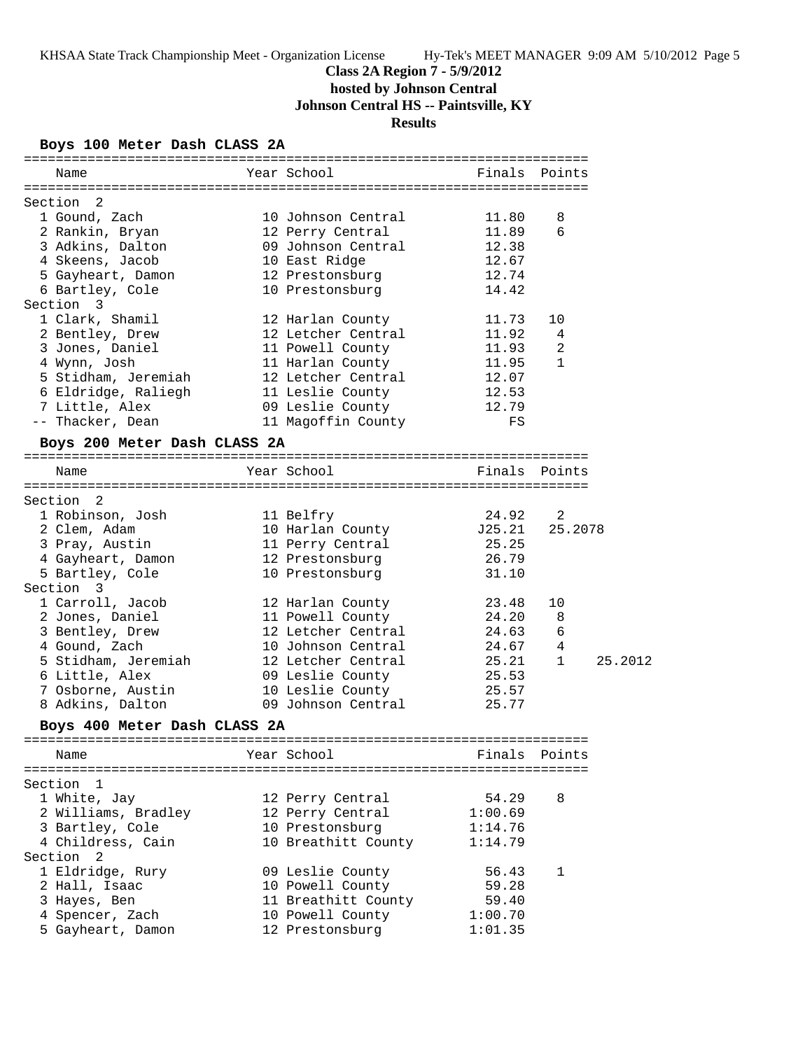# Class 2A Region 7 - 5/9/2012

**hosted by Johnson Central**

**Johnson Central HS -- Paintsville, KY**

**Results**

## Boys 100 Meter Dash CLASS 2A

| Name | Year | School | Finals | Points |
|---|---|---|---|---|
| **Section 2** | | | | |
| 1 Gound, Zach | 10 | Johnson Central | 11.80 | 8 |
| 2 Rankin, Bryan | 12 | Perry Central | 11.89 | 6 |
| 3 Adkins, Dalton | 09 | Johnson Central | 12.38 | |
| 4 Skeens, Jacob | 10 | East Ridge | 12.67 | |
| 5 Gayheart, Damon | 12 | Prestonsburg | 12.74 | |
| 6 Bartley, Cole | 10 | Prestonsburg | 14.42 | |
| **Section 3** | | | | |
| 1 Clark, Shamil | 12 | Harlan County | 11.73 | 10 |
| 2 Bentley, Drew | 12 | Letcher Central | 11.92 | 4 |
| 3 Jones, Daniel | 11 | Powell County | 11.93 | 2 |
| 4 Wynn, Josh | 11 | Harlan County | 11.95 | 1 |
| 5 Stidham, Jeremiah | 12 | Letcher Central | 12.07 | |
| 6 Eldridge, Raliegh | 11 | Leslie County | 12.53 | |
| 7 Little, Alex | 09 | Leslie County | 12.79 | |
| -- Thacker, Dean | 11 | Magoffin County | FS | |

## Boys 200 Meter Dash CLASS 2A

| Name | Year | School | Finals | Points | |
|---|---|---|---|---|---|
| **Section 2** | | | | | |
| 1 Robinson, Josh | 11 | Belfry | 24.92 | 2 | |
| 2 Clem, Adam | 10 | Harlan County | J25.21 | 25.2078 | |
| 3 Pray, Austin | 11 | Perry Central | 25.25 | | |
| 4 Gayheart, Damon | 12 | Prestonsburg | 26.79 | | |
| 5 Bartley, Cole | 10 | Prestonsburg | 31.10 | | |
| **Section 3** | | | | | |
| 1 Carroll, Jacob | 12 | Harlan County | 23.48 | 10 | |
| 2 Jones, Daniel | 11 | Powell County | 24.20 | 8 | |
| 3 Bentley, Drew | 12 | Letcher Central | 24.63 | 6 | |
| 4 Gound, Zach | 10 | Johnson Central | 24.67 | 4 | |
| 5 Stidham, Jeremiah | 12 | Letcher Central | 25.21 | 1 | 25.2012 |
| 6 Little, Alex | 09 | Leslie County | 25.53 | | |
| 7 Osborne, Austin | 10 | Leslie County | 25.57 | | |
| 8 Adkins, Dalton | 09 | Johnson Central | 25.77 | | |

## Boys 400 Meter Dash CLASS 2A

| Name | Year | School | Finals | Points |
|---|---|---|---|---|
| **Section 1** | | | | |
| 1 White, Jay | 12 | Perry Central | 54.29 | 8 |
| 2 Williams, Bradley | 12 | Perry Central | 1:00.69 | |
| 3 Bartley, Cole | 10 | Prestonsburg | 1:14.76 | |
| 4 Childress, Cain | 10 | Breathitt County | 1:14.79 | |
| **Section 2** | | | | |
| 1 Eldridge, Rury | 09 | Leslie County | 56.43 | 1 |
| 2 Hall, Isaac | 10 | Powell County | 59.28 | |
| 3 Hayes, Ben | 11 | Breathitt County | 59.40 | |
| 4 Spencer, Zach | 10 | Powell County | 1:00.70 | |
| 5 Gayheart, Damon | 12 | Prestonsburg | 1:01.35 | |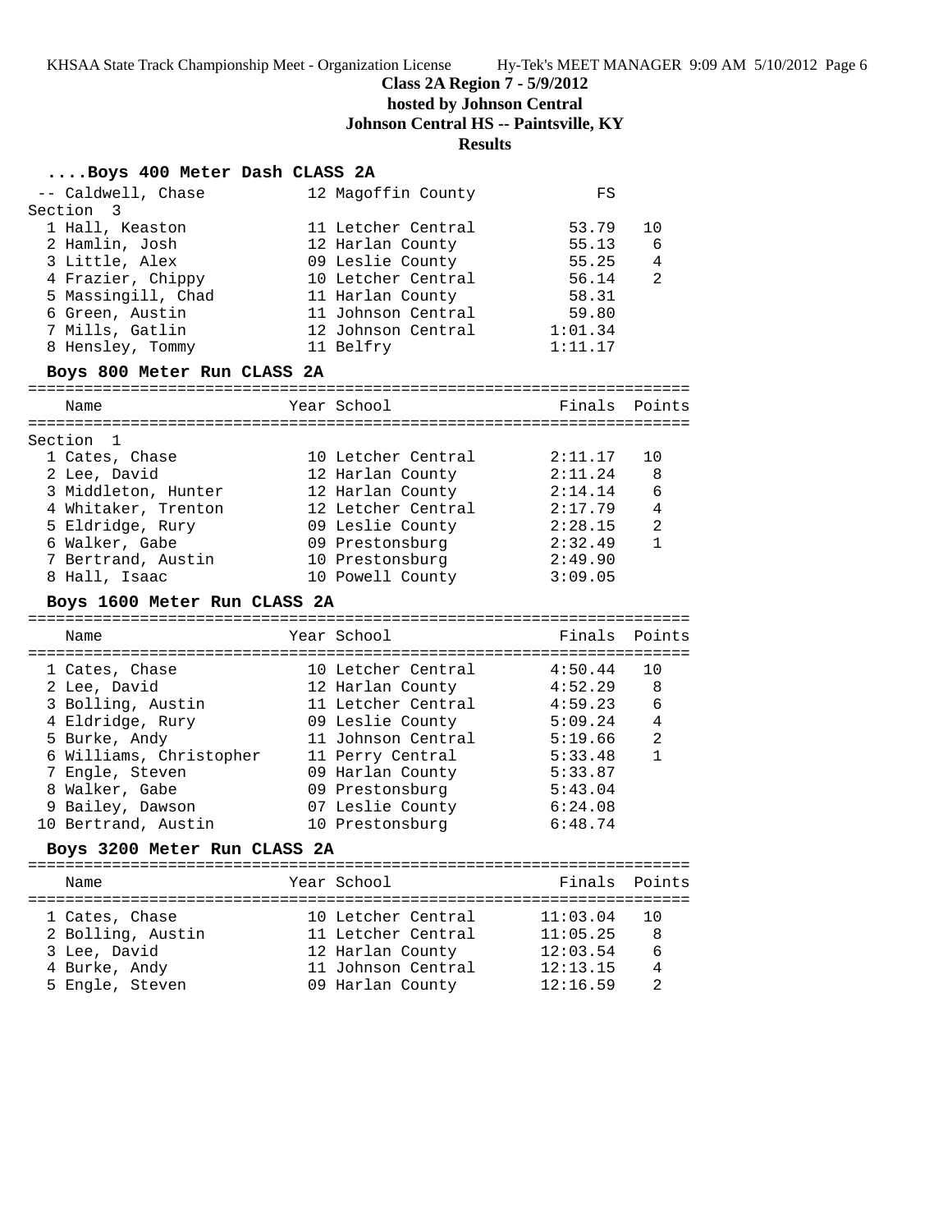## Class 2A Region 7 - 5/9/2012

**hosted by Johnson Central**

**Johnson Central HS -- Paintsville, KY**

**Results**

### ....Boys 400 Meter Dash CLASS 2A

| Place | Name | Year | School | Finals | Points |
|---|---|---|---|---|---|
| -- | Caldwell, Chase | 12 | Magoffin County | FS | |
| **Section 3** | | | | | |
| 1 | Hall, Keaston | 11 | Letcher Central | 53.79 | 10 |
| 2 | Hamlin, Josh | 12 | Harlan County | 55.13 | 6 |
| 3 | Little, Alex | 09 | Leslie County | 55.25 | 4 |
| 4 | Frazier, Chippy | 10 | Letcher Central | 56.14 | 2 |
| 5 | Massingill, Chad | 11 | Harlan County | 58.31 | |
| 6 | Green, Austin | 11 | Johnson Central | 59.80 | |
| 7 | Mills, Gatlin | 12 | Johnson Central | 1:01.34 | |
| 8 | Hensley, Tommy | 11 | Belfry | 1:11.17 | |

### Boys 800 Meter Run CLASS 2A

| Place | Name | Year | School | Finals | Points |
|---|---|---|---|---|---|
| **Section 1** | | | | | |
| 1 | Cates, Chase | 10 | Letcher Central | 2:11.17 | 10 |
| 2 | Lee, David | 12 | Harlan County | 2:11.24 | 8 |
| 3 | Middleton, Hunter | 12 | Harlan County | 2:14.14 | 6 |
| 4 | Whitaker, Trenton | 12 | Letcher Central | 2:17.79 | 4 |
| 5 | Eldridge, Rury | 09 | Leslie County | 2:28.15 | 2 |
| 6 | Walker, Gabe | 09 | Prestonsburg | 2:32.49 | 1 |
| 7 | Bertrand, Austin | 10 | Prestonsburg | 2:49.90 | |
| 8 | Hall, Isaac | 10 | Powell County | 3:09.05 | |

### Boys 1600 Meter Run CLASS 2A

| Place | Name | Year | School | Finals | Points |
|---|---|---|---|---|---|
| 1 | Cates, Chase | 10 | Letcher Central | 4:50.44 | 10 |
| 2 | Lee, David | 12 | Harlan County | 4:52.29 | 8 |
| 3 | Bolling, Austin | 11 | Letcher Central | 4:59.23 | 6 |
| 4 | Eldridge, Rury | 09 | Leslie County | 5:09.24 | 4 |
| 5 | Burke, Andy | 11 | Johnson Central | 5:19.66 | 2 |
| 6 | Williams, Christopher | 11 | Perry Central | 5:33.48 | 1 |
| 7 | Engle, Steven | 09 | Harlan County | 5:33.87 | |
| 8 | Walker, Gabe | 09 | Prestonsburg | 5:43.04 | |
| 9 | Bailey, Dawson | 07 | Leslie County | 6:24.08 | |
| 10 | Bertrand, Austin | 10 | Prestonsburg | 6:48.74 | |

### Boys 3200 Meter Run CLASS 2A

| Place | Name | Year | School | Finals | Points |
|---|---|---|---|---|---|
| 1 | Cates, Chase | 10 | Letcher Central | 11:03.04 | 10 |
| 2 | Bolling, Austin | 11 | Letcher Central | 11:05.25 | 8 |
| 3 | Lee, David | 12 | Harlan County | 12:03.54 | 6 |
| 4 | Burke, Andy | 11 | Johnson Central | 12:13.15 | 4 |
| 5 | Engle, Steven | 09 | Harlan County | 12:16.59 | 2 |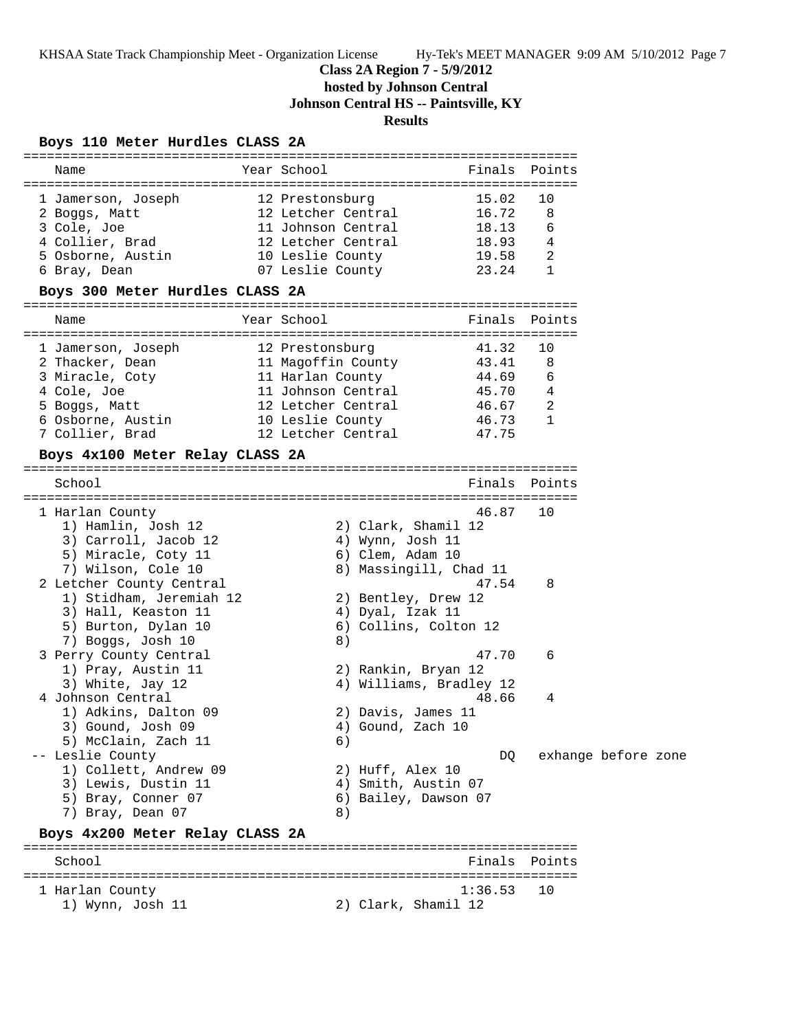# Class 2A Region 7 - 5/9/2012
## hosted by Johnson Central
## Johnson Central HS -- Paintsville, KY
## Results

### Boys 110 Meter Hurdles CLASS 2A

| | Name | Year | School | Finals | Points |
|---|---|---|---|---|---|
| 1 | Jamerson, Joseph | 12 | Prestonsburg | 15.02 | 10 |
| 2 | Boggs, Matt | 12 | Letcher Central | 16.72 | 8 |
| 3 | Cole, Joe | 11 | Johnson Central | 18.13 | 6 |
| 4 | Collier, Brad | 12 | Letcher Central | 18.93 | 4 |
| 5 | Osborne, Austin | 10 | Leslie County | 19.58 | 2 |
| 6 | Bray, Dean | 07 | Leslie County | 23.24 | 1 |

### Boys 300 Meter Hurdles CLASS 2A

| | Name | Year | School | Finals | Points |
|---|---|---|---|---|---|
| 1 | Jamerson, Joseph | 12 | Prestonsburg | 41.32 | 10 |
| 2 | Thacker, Dean | 11 | Magoffin County | 43.41 | 8 |
| 3 | Miracle, Coty | 11 | Harlan County | 44.69 | 6 |
| 4 | Cole, Joe | 11 | Johnson Central | 45.70 | 4 |
| 5 | Boggs, Matt | 12 | Letcher Central | 46.67 | 2 |
| 6 | Osborne, Austin | 10 | Leslie County | 46.73 | 1 |
| 7 | Collier, Brad | 12 | Letcher Central | 47.75 | |

### Boys 4x100 Meter Relay CLASS 2A

| | School | Finals | Points |
|---|---|---|---|
| 1 | Harlan County | 46.87 | 10 |
| | 1) Hamlin, Josh 12; 2) Clark, Shamil 12; 3) Carroll, Jacob 12; 4) Wynn, Josh 11; 5) Miracle, Coty 11; 6) Clem, Adam 10; 7) Wilson, Cole 10; 8) Massingill, Chad 11 | | |
| 2 | Letcher County Central | 47.54 | 8 |
| | 1) Stidham, Jeremiah 12; 2) Bentley, Drew 12; 3) Hall, Keaston 11; 4) Dyal, Izak 11; 5) Burton, Dylan 10; 6) Collins, Colton 12; 7) Boggs, Josh 10; 8) | | |
| 3 | Perry County Central | 47.70 | 6 |
| | 1) Pray, Austin 11; 2) Rankin, Bryan 12; 3) White, Jay 12; 4) Williams, Bradley 12 | | |
| 4 | Johnson Central | 48.66 | 4 |
| | 1) Adkins, Dalton 09; 2) Davis, James 11; 3) Gound, Josh 09; 4) Gound, Zach 10; 5) McClain, Zach 11; 6) | | |
| -- | Leslie County | DQ | exhange before zone |
| | 1) Collett, Andrew 09; 2) Huff, Alex 10; 3) Lewis, Dustin 11; 4) Smith, Austin 07; 5) Bray, Conner 07; 6) Bailey, Dawson 07; 7) Bray, Dean 07; 8) | | |

### Boys 4x200 Meter Relay CLASS 2A

| | School | Finals | Points |
|---|---|---|---|
| 1 | Harlan County | 1:36.53 | 10 |
| | 1) Wynn, Josh 11; 2) Clark, Shamil 12 | | |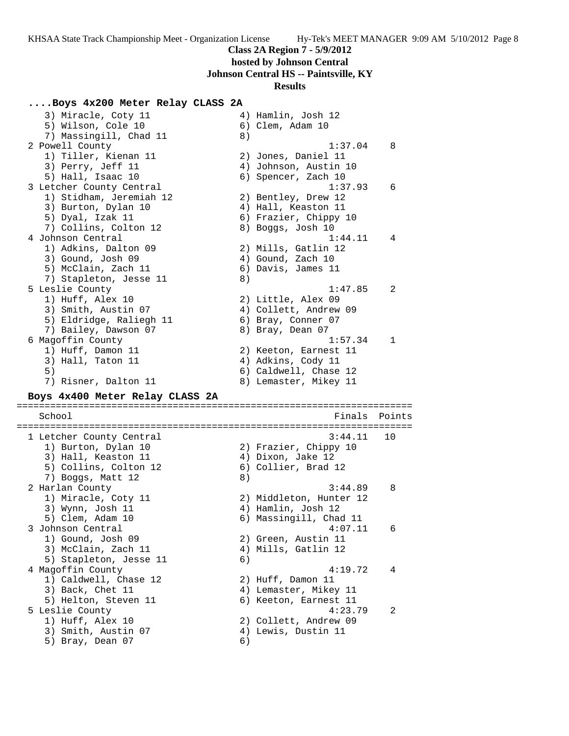**Class 2A Region 7 - 5/9/2012**
**hosted by Johnson Central**
**Johnson Central HS -- Paintsville, KY**
**Results**

### ....Boys 4x200 Meter Relay CLASS 2A

```
    3) Miracle, Coty 11                4) Hamlin, Josh 12
    5) Wilson, Cole 10                 6) Clem, Adam 10
    7) Massingill, Chad 11             8)
  2 Powell County                                   1:37.04    8
    1) Tiller, Kienan 11               2) Jones, Daniel 11
    3) Perry, Jeff 11                  4) Johnson, Austin 10
    5) Hall, Isaac 10                  6) Spencer, Zach 10
  3 Letcher County Central                          1:37.93    6
    1) Stidham, Jeremiah 12            2) Bentley, Drew 12
    3) Burton, Dylan 10                4) Hall, Keaston 11
    5) Dyal, Izak 11                   6) Frazier, Chippy 10
    7) Collins, Colton 12              8) Boggs, Josh 10
  4 Johnson Central                                 1:44.11    4
    1) Adkins, Dalton 09               2) Mills, Gatlin 12
    3) Gound, Josh 09                  4) Gound, Zach 10
    5) McClain, Zach 11                6) Davis, James 11
    7) Stapleton, Jesse 11             8)
  5 Leslie County                                   1:47.85    2
    1) Huff, Alex 10                   2) Little, Alex 09
    3) Smith, Austin 07                4) Collett, Andrew 09
    5) Eldridge, Raliegh 11            6) Bray, Conner 07
    7) Bailey, Dawson 07               8) Bray, Dean 07
  6 Magoffin County                                 1:57.34    1
    1) Huff, Damon 11                  2) Keeton, Earnest 11
    3) Hall, Taton 11                  4) Adkins, Cody 11
    5)                                 6) Caldwell, Chase 12
    7) Risner, Dalton 11               8) Lemaster, Mikey 11
```

### Boys 4x400 Meter Relay CLASS 2A

```
=======================================================================
    School                                            Finals  Points
=======================================================================
  1 Letcher County Central                          3:44.11   10
    1) Burton, Dylan 10                2) Frazier, Chippy 10
    3) Hall, Keaston 11                4) Dixon, Jake 12
    5) Collins, Colton 12              6) Collier, Brad 12
    7) Boggs, Matt 12                  8)
  2 Harlan County                                   3:44.89    8
    1) Miracle, Coty 11                2) Middleton, Hunter 12
    3) Wynn, Josh 11                   4) Hamlin, Josh 12
    5) Clem, Adam 10                   6) Massingill, Chad 11
  3 Johnson Central                                 4:07.11    6
    1) Gound, Josh 09                  2) Green, Austin 11
    3) McClain, Zach 11                4) Mills, Gatlin 12
    5) Stapleton, Jesse 11             6)
  4 Magoffin County                                 4:19.72    4
    1) Caldwell, Chase 12              2) Huff, Damon 11
    3) Back, Chet 11                   4) Lemaster, Mikey 11
    5) Helton, Steven 11               6) Keeton, Earnest 11
  5 Leslie County                                   4:23.79    2
    1) Huff, Alex 10                   2) Collett, Andrew 09
    3) Smith, Austin 07                4) Lewis, Dustin 11
    5) Bray, Dean 07                   6)
```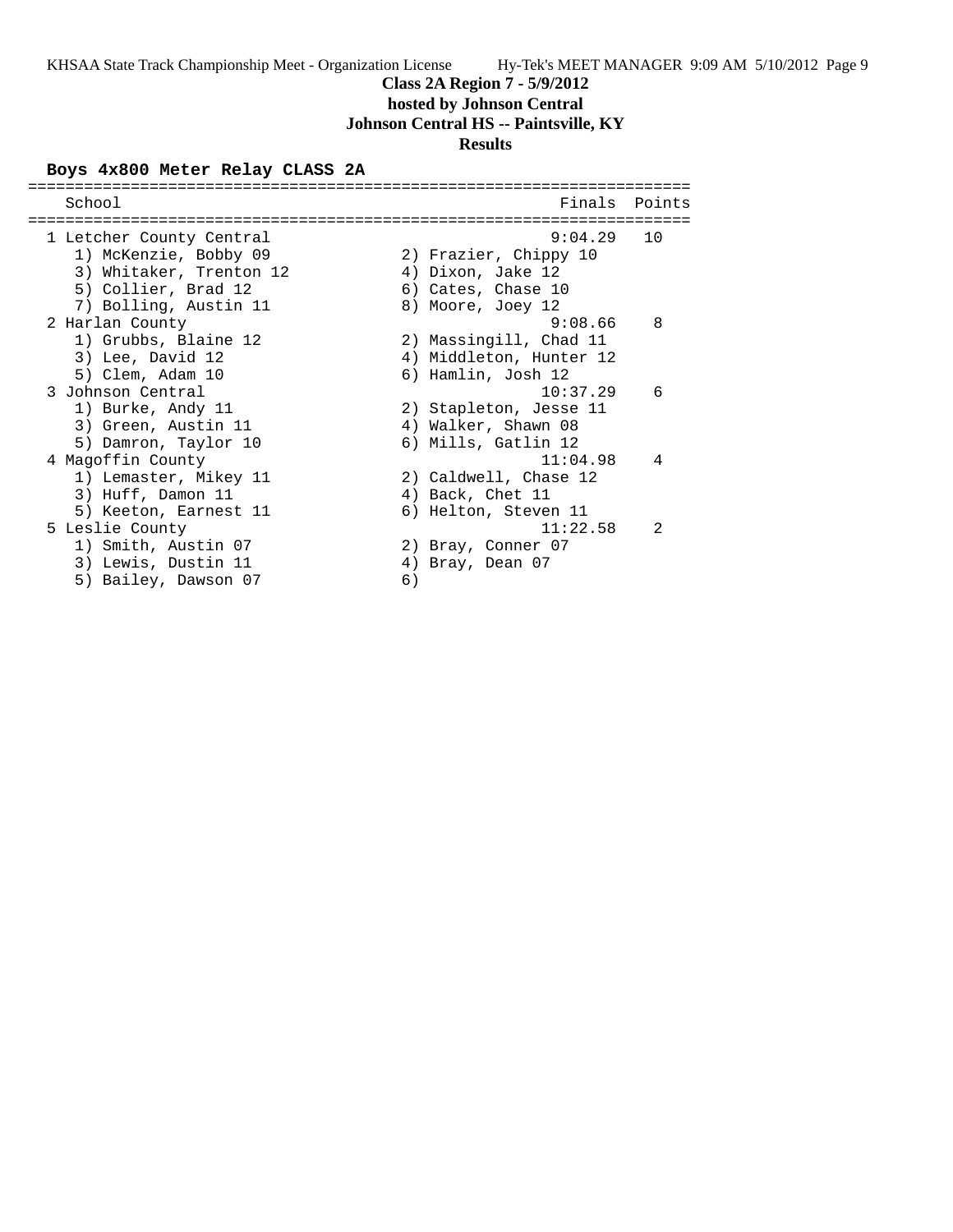# Class 2A Region 7 - 5/9/2012

**hosted by Johnson Central**

**Johnson Central HS -- Paintsville, KY**

**Results**

### Boys 4x800 Meter Relay CLASS 2A

```
=======================================================================
    School                                            Finals  Points
=======================================================================
  1 Letcher County Central                           9:04.29   10
     1) McKenzie, Bobby 09             2) Frazier, Chippy 10
     3) Whitaker, Trenton 12           4) Dixon, Jake 12
     5) Collier, Brad 12               6) Cates, Chase 10
     7) Bolling, Austin 11             8) Moore, Joey 12
  2 Harlan County                                    9:08.66    8
     1) Grubbs, Blaine 12              2) Massingill, Chad 11
     3) Lee, David 12                  4) Middleton, Hunter 12
     5) Clem, Adam 10                  6) Hamlin, Josh 12
  3 Johnson Central                                 10:37.29    6
     1) Burke, Andy 11                 2) Stapleton, Jesse 11
     3) Green, Austin 11               4) Walker, Shawn 08
     5) Damron, Taylor 10              6) Mills, Gatlin 12
  4 Magoffin County                                 11:04.98    4
     1) Lemaster, Mikey 11             2) Caldwell, Chase 12
     3) Huff, Damon 11                 4) Back, Chet 11
     5) Keeton, Earnest 11             6) Helton, Steven 11
  5 Leslie County                                   11:22.58    2
     1) Smith, Austin 07               2) Bray, Conner 07
     3) Lewis, Dustin 11               4) Bray, Dean 07
     5) Bailey, Dawson 07              6)
```